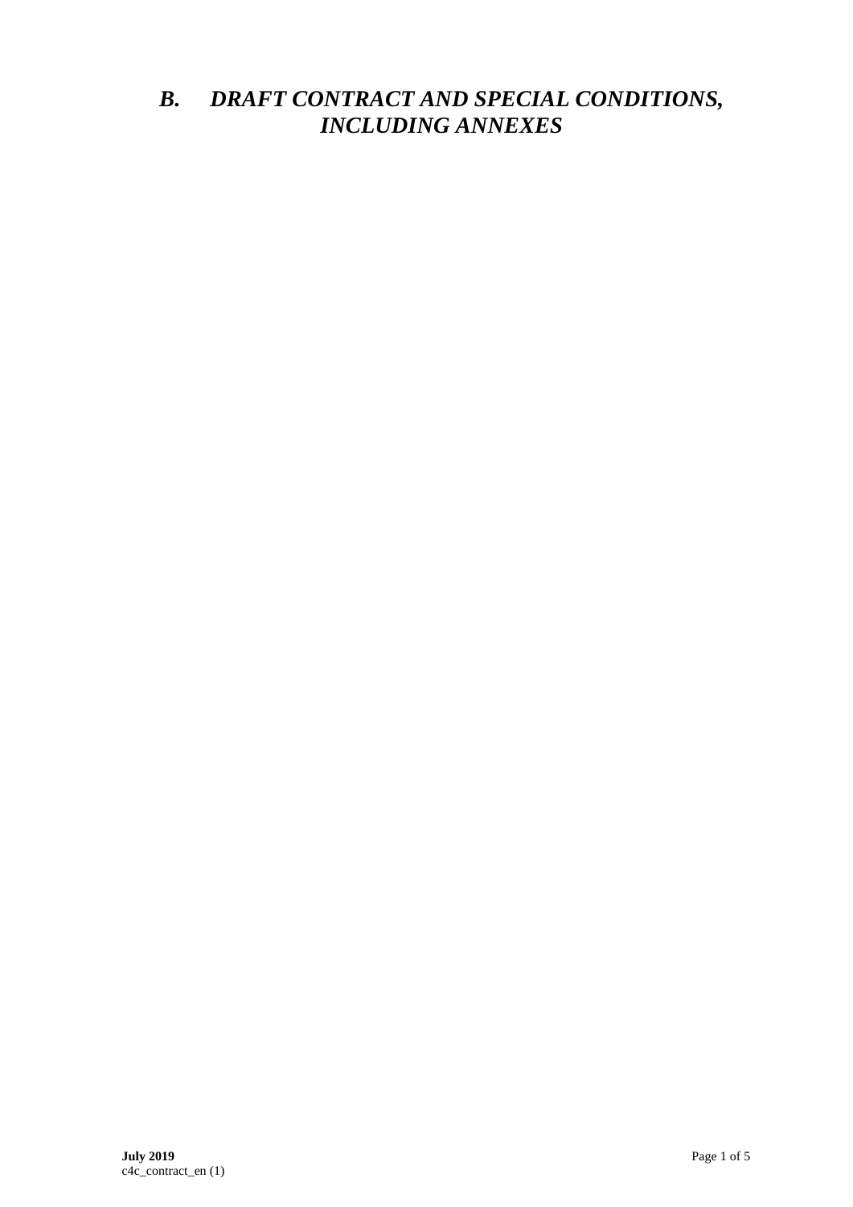# *B. DRAFT CONTRACT AND SPECIAL CONDITIONS, INCLUDING ANNEXES*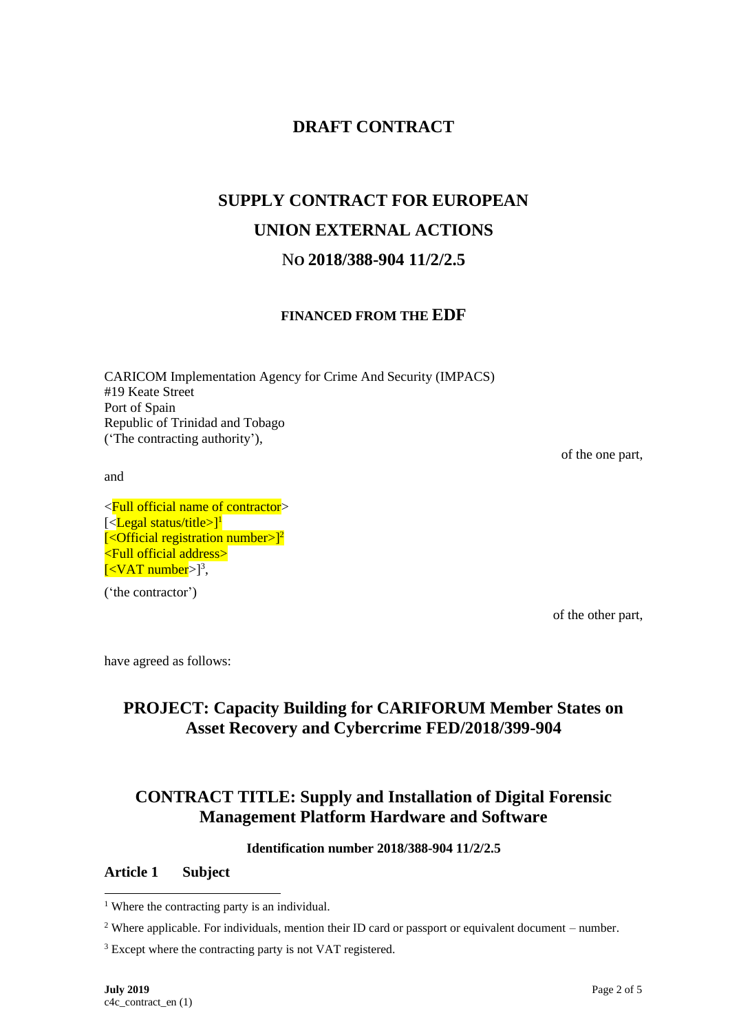## DRAFT CONTRACT

# SUPPLY CONTRACT FOR EUROPEAN UNION EXTERNAL ACTIONS

# NO 2018/388-904 11/2/2.5

### FINANCED FROM THE EDF

CARICOM Implementation Agency for Crime And Security (IMPACS)
#19 Keate Street
Port of Spain
Republic of Trinidad and Tobago
('The contracting authority'),

of the one part,

and

<Full official name of contractor>
[<Legal status/title>][1]
[<Official registration number>][2]
<Full official address>
[<VAT number>][3],

('the contractor')

of the other part,

have agreed as follows:

## PROJECT: Capacity Building for CARIFORUM Member States on Asset Recovery and Cybercrime FED/2018/399-904

## CONTRACT TITLE: Supply and Installation of Digital Forensic Management Platform Hardware and Software

**Identification number 2018/388-904 11/2/2.5**

### Article 1 Subject

---

[1] Where the contracting party is an individual.

[2] Where applicable. For individuals, mention their ID card or passport or equivalent document – number.

[3] Except where the contracting party is not VAT registered.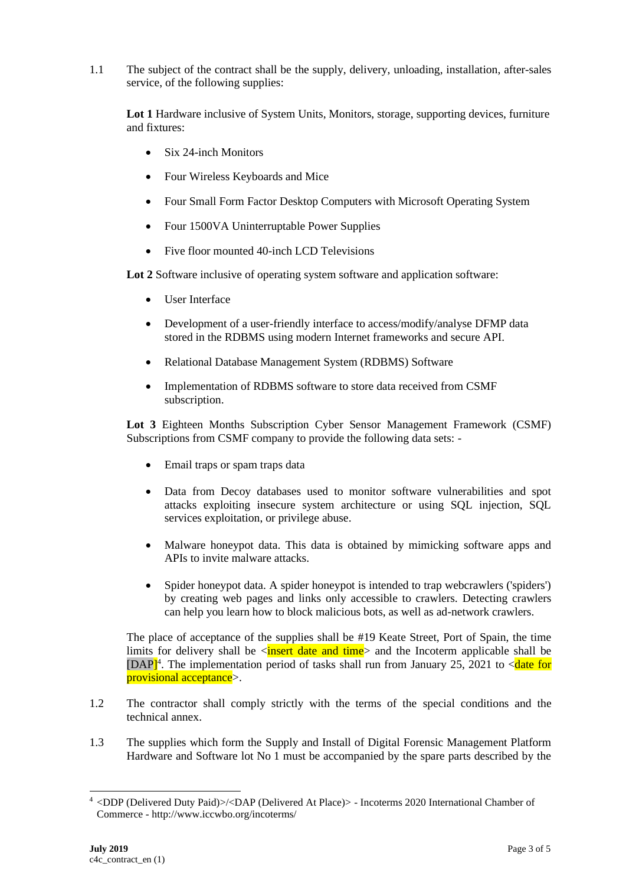1.1 The subject of the contract shall be the supply, delivery, unloading, installation, after-sales service, of the following supplies:

**Lot 1** Hardware inclusive of System Units, Monitors, storage, supporting devices, furniture and fixtures:

- Six 24-inch Monitors
- Four Wireless Keyboards and Mice
- Four Small Form Factor Desktop Computers with Microsoft Operating System
- Four 1500VA Uninterruptable Power Supplies
- Five floor mounted 40-inch LCD Televisions

**Lot 2** Software inclusive of operating system software and application software:

- User Interface
- Development of a user-friendly interface to access/modify/analyse DFMP data stored in the RDBMS using modern Internet frameworks and secure API.
- Relational Database Management System (RDBMS) Software
- Implementation of RDBMS software to store data received from CSMF subscription.

**Lot 3** Eighteen Months Subscription Cyber Sensor Management Framework (CSMF) Subscriptions from CSMF company to provide the following data sets: -

- Email traps or spam traps data
- Data from Decoy databases used to monitor software vulnerabilities and spot attacks exploiting insecure system architecture or using SQL injection, SQL services exploitation, or privilege abuse.
- Malware honeypot data. This data is obtained by mimicking software apps and APIs to invite malware attacks.
- Spider honeypot data. A spider honeypot is intended to trap webcrawlers ('spiders') by creating web pages and links only accessible to crawlers. Detecting crawlers can help you learn how to block malicious bots, as well as ad-network crawlers.

The place of acceptance of the supplies shall be #19 Keate Street, Port of Spain, the time limits for delivery shall be <insert date and time> and the Incoterm applicable shall be [DAP][4]. The implementation period of tasks shall run from January 25, 2021 to <date for provisional acceptance>.

1.2 The contractor shall comply strictly with the terms of the special conditions and the technical annex.

1.3 The supplies which form the Supply and Install of Digital Forensic Management Platform Hardware and Software lot No 1 must be accompanied by the spare parts described by the

---

[4] <DDP (Delivered Duty Paid)>/<DAP (Delivered At Place)> - Incoterms 2020 International Chamber of Commerce - http://www.iccwbo.org/incoterms/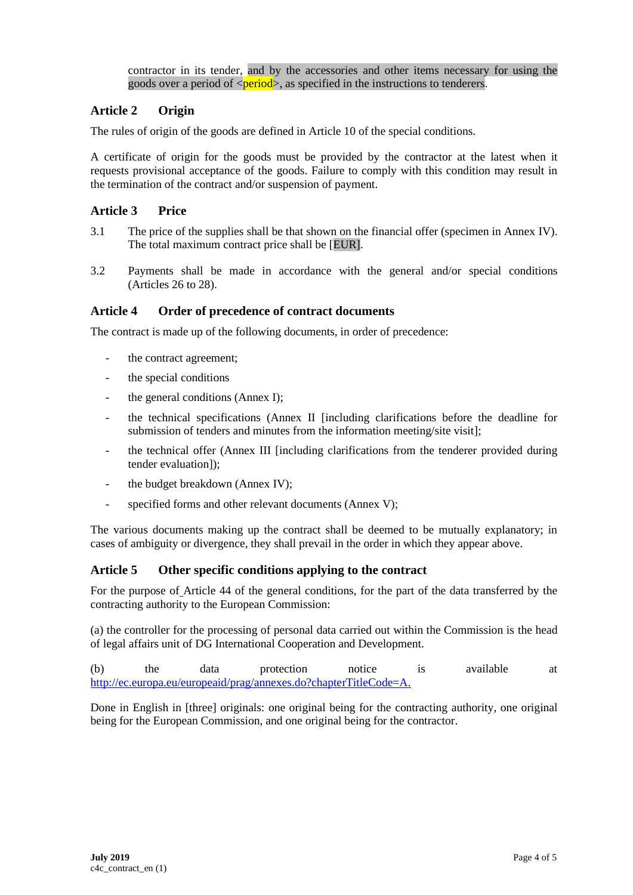contractor in its tender, and by the accessories and other items necessary for using the goods over a period of <period>, as specified in the instructions to tenderers.

## Article 2 Origin

The rules of origin of the goods are defined in Article 10 of the special conditions.

A certificate of origin for the goods must be provided by the contractor at the latest when it requests provisional acceptance of the goods. Failure to comply with this condition may result in the termination of the contract and/or suspension of payment.

## Article 3 Price

3.1 The price of the supplies shall be that shown on the financial offer (specimen in Annex IV). The total maximum contract price shall be [EUR].

3.2 Payments shall be made in accordance with the general and/or special conditions (Articles 26 to 28).

## Article 4 Order of precedence of contract documents

The contract is made up of the following documents, in order of precedence:

- the contract agreement;
- the special conditions
- the general conditions (Annex I);
- the technical specifications (Annex II [including clarifications before the deadline for submission of tenders and minutes from the information meeting/site visit];
- the technical offer (Annex III [including clarifications from the tenderer provided during tender evaluation]);
- the budget breakdown (Annex IV);
- specified forms and other relevant documents (Annex V);

The various documents making up the contract shall be deemed to be mutually explanatory; in cases of ambiguity or divergence, they shall prevail in the order in which they appear above.

## Article 5 Other specific conditions applying to the contract

For the purpose of Article 44 of the general conditions, for the part of the data transferred by the contracting authority to the European Commission:

(a) the controller for the processing of personal data carried out within the Commission is the head of legal affairs unit of DG International Cooperation and Development.

(b) the data protection notice is available at http://ec.europa.eu/europeaid/prag/annexes.do?chapterTitleCode=A.

Done in English in [three] originals: one original being for the contracting authority, one original being for the European Commission, and one original being for the contractor.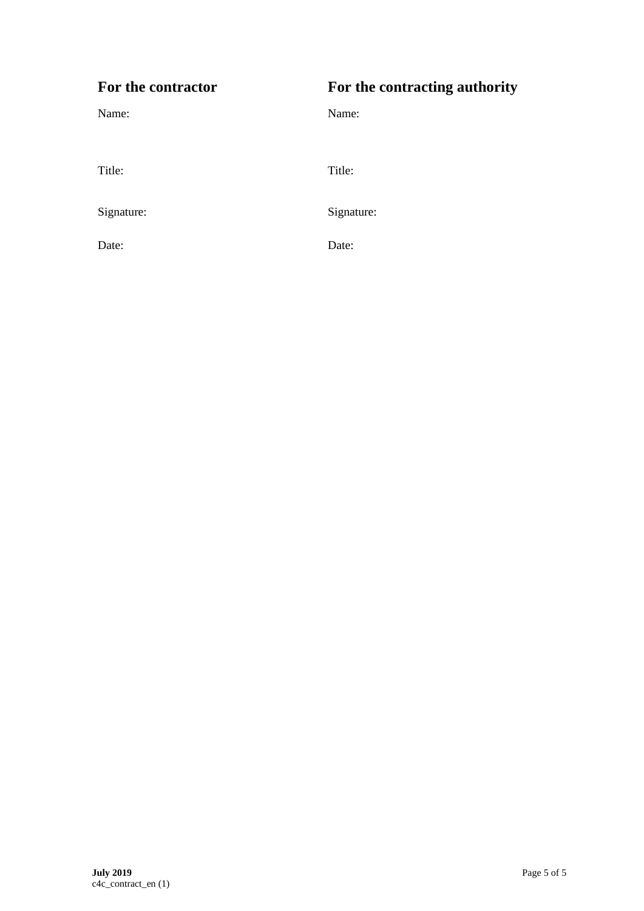| For the contractor | For the contracting authority |
| --- | --- |
| Name: | Name: |
| Title: | Title: |
| Signature: | Signature: |
| Date: | Date: |

**July 2019**
c4c_contract_en (1)